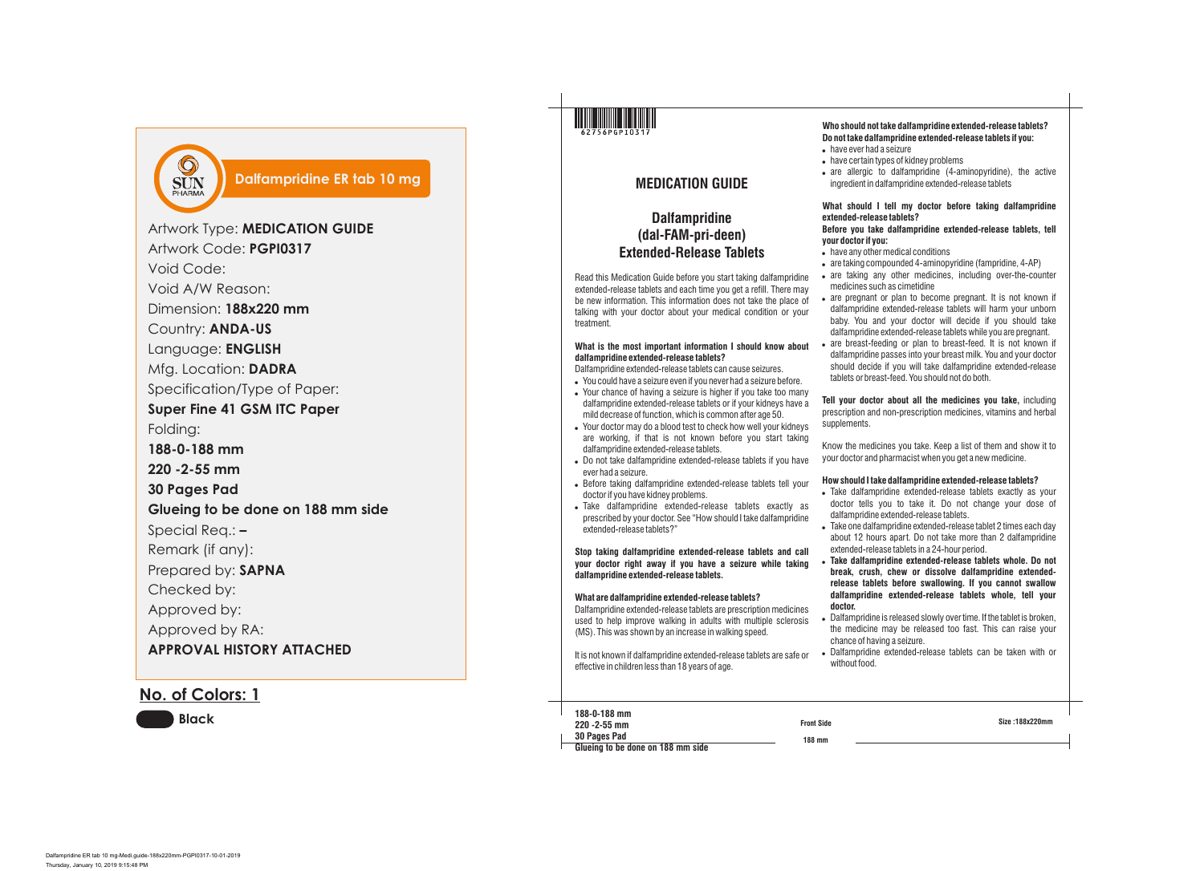Dalfampridine ER tab 10 mg

Artwork Type: **MEDICATION GUIDE**
Artwork Code: **PGPI0317**
Void Code:
Void A/W Reason:
Dimension: **188x220 mm**
Country: **ANDA-US**
Language: **ENGLISH**
Mfg. Location: **DADRA**
Specification/Type of Paper:
**Super Fine 41 GSM ITC Paper**
Folding:
**188-0-188 mm**
**220 -2-55 mm**
**30 Pages Pad**
**Glueing to be done on 188 mm side**
Special Req.: **–**
Remark (if any):
Prepared by: **SAPNA**
Checked by:
Approved by:
Approved by RA:
**APPROVAL HISTORY ATTACHED**

**No. of Colors: 1**

Black

62756PGPI0317

# MEDICATION GUIDE

## Dalfampridine (dal-FAM-pri-deen) Extended-Release Tablets

Read this Medication Guide before you start taking dalfampridine extended-release tablets and each time you get a refill. There may be new information. This information does not take the place of talking with your doctor about your medical condition or your treatment.

**What is the most important information I should know about dalfampridine extended-release tablets?**

Dalfampridine extended-release tablets can cause seizures.

- You could have a seizure even if you never had a seizure before.
- Your chance of having a seizure is higher if you take too many dalfampridine extended-release tablets or if your kidneys have a mild decrease of function, which is common after age 50.
- Your doctor may do a blood test to check how well your kidneys are working, if that is not known before you start taking dalfampridine extended-release tablets.
- Do not take dalfampridine extended-release tablets if you have ever had a seizure.
- Before taking dalfampridine extended-release tablets tell your doctor if you have kidney problems.
- Take dalfampridine extended-release tablets exactly as prescribed by your doctor. See "How should I take dalfampridine extended-release tablets?"

**Stop taking dalfampridine extended-release tablets and call your doctor right away if you have a seizure while taking dalfampridine extended-release tablets.**

**What are dalfampridine extended-release tablets?**

Dalfampridine extended-release tablets are prescription medicines used to help improve walking in adults with multiple sclerosis (MS). This was shown by an increase in walking speed.

It is not known if dalfampridine extended-release tablets are safe or effective in children less than 18 years of age.

**Who should not take dalfampridine extended-release tablets?**
**Do not take dalfampridine extended-release tablets if you:**

- have ever had a seizure
- have certain types of kidney problems
- are allergic to dalfampridine (4-aminopyridine), the active ingredient in dalfampridine extended-release tablets

**What should I tell my doctor before taking dalfampridine extended-release tablets?**

**Before you take dalfampridine extended-release tablets, tell your doctor if you:**

- have any other medical conditions
- are taking compounded 4-aminopyridine (fampridine, 4-AP)
- are taking any other medicines, including over-the-counter medicines such as cimetidine
- are pregnant or plan to become pregnant. It is not known if dalfampridine extended-release tablets will harm your unborn baby. You and your doctor will decide if you should take dalfampridine extended-release tablets while you are pregnant.
- are breast-feeding or plan to breast-feed. It is not known if dalfampridine passes into your breast milk. You and your doctor should decide if you will take dalfampridine extended-release tablets or breast-feed. You should not do both.

**Tell your doctor about all the medicines you take,** including prescription and non-prescription medicines, vitamins and herbal supplements.

Know the medicines you take. Keep a list of them and show it to your doctor and pharmacist when you get a new medicine.

**How should I take dalfampridine extended-release tablets?**

- Take dalfampridine extended-release tablets exactly as your doctor tells you to take it. Do not change your dose of dalfampridine extended-release tablets.
- Take one dalfampridine extended-release tablet 2 times each day about 12 hours apart. Do not take more than 2 dalfampridine extended-release tablets in a 24-hour period.
- **Take dalfampridine extended-release tablets whole. Do not break, crush, chew or dissolve dalfampridine extended-release tablets before swallowing. If you cannot swallow dalfampridine extended-release tablets whole, tell your doctor.**
- Dalfampridine is released slowly over time. If the tablet is broken, the medicine may be released too fast. This can raise your chance of having a seizure.
- Dalfampridine extended-release tablets can be taken with or without food.

188-0-188 mm
220 -2-55 mm
30 Pages Pad
Glueing to be done on 188 mm side

Front Side

188 mm

Size :188x220mm

Dalfampridine ER tab 10 mg-Medi.guide-188x220mm-PGPI0317-10-01-2019
Thursday, January 10, 2019 9:15:48 PM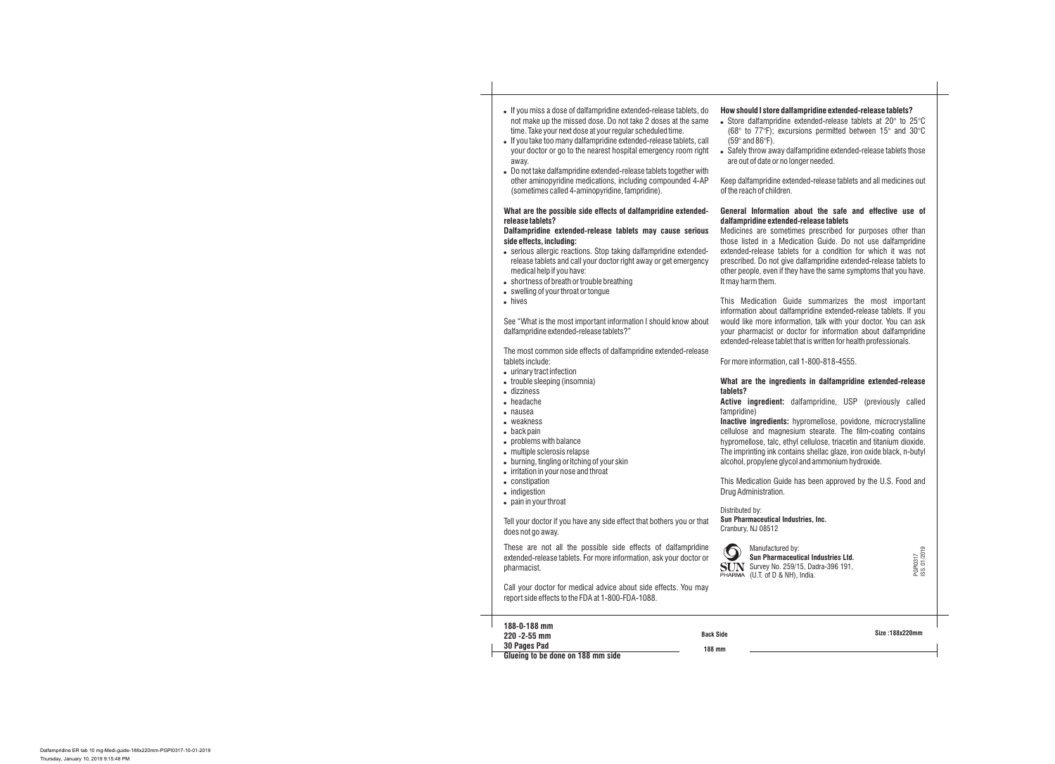- If you miss a dose of dalfampridine extended-release tablets, do not make up the missed dose. Do not take 2 doses at the same time. Take your next dose at your regular scheduled time.
- If you take too many dalfampridine extended-release tablets, call your doctor or go to the nearest hospital emergency room right away.
- Do not take dalfampridine extended-release tablets together with other aminopyridine medications, including compounded 4-AP (sometimes called 4-aminopyridine, fampridine).

**What are the possible side effects of dalfampridine extended-release tablets?**

**Dalfampridine extended-release tablets may cause serious side effects, including:**

- serious allergic reactions. Stop taking dalfampridine extended-release tablets and call your doctor right away or get emergency medical help if you have:
- shortness of breath or trouble breathing
- swelling of your throat or tongue
- hives

See "What is the most important information I should know about dalfampridine extended-release tablets?"

The most common side effects of dalfampridine extended-release tablets include:

- urinary tract infection
- trouble sleeping (insomnia)
- dizziness
- headache
- nausea
- weakness
- back pain
- problems with balance
- multiple sclerosis relapse
- burning, tingling or itching of your skin
- irritation in your nose and throat
- constipation
- indigestion
- pain in your throat

Tell your doctor if you have any side effect that bothers you or that does not go away.

These are not all the possible side effects of dalfampridine extended-release tablets. For more information, ask your doctor or pharmacist.

Call your doctor for medical advice about side effects. You may report side effects to the FDA at 1-800-FDA-1088.

**How should I store dalfampridine extended-release tablets?**

- Store dalfampridine extended-release tablets at 20° to 25°C (68° to 77°F); excursions permitted between 15° and 30°C (59° and 86°F).
- Safely throw away dalfampridine extended-release tablets those are out of date or no longer needed.

Keep dalfampridine extended-release tablets and all medicines out of the reach of children.

**General Information about the safe and effective use of dalfampridine extended-release tablets**

Medicines are sometimes prescribed for purposes other than those listed in a Medication Guide. Do not use dalfampridine extended-release tablets for a condition for which it was not prescribed. Do not give dalfampridine extended-release tablets to other people, even if they have the same symptoms that you have. It may harm them.

This Medication Guide summarizes the most important information about dalfampridine extended-release tablets. If you would like more information, talk with your doctor. You can ask your pharmacist or doctor for information about dalfampridine extended-release tablet that is written for health professionals.

For more information, call 1-800-818-4555.

**What are the ingredients in dalfampridine extended-release tablets?**

**Active ingredient:** dalfampridine, USP (previously called fampridine)

**Inactive ingredients:** hypromellose, povidone, microcrystalline cellulose and magnesium stearate. The film-coating contains hypromellose, talc, ethyl cellulose, triacetin and titanium dioxide. The imprinting ink contains shellac glaze, iron oxide black, n-butyl alcohol, propylene glycol and ammonium hydroxide.

This Medication Guide has been approved by the U.S. Food and Drug Administration.

Distributed by:
**Sun Pharmaceutical Industries, Inc.**
Cranbury, NJ 08512

Manufactured by:
**Sun Pharmaceutical Industries Ltd.**
Survey No. 259/15, Dadra-396 191,
(U.T. of D & NH), India.

PGPI0317
ISS. 01/2019

**188-0-188 mm**
**220 -2-55 mm**
**30 Pages Pad**
**Glueing to be done on 188 mm side**

**Back Side**

**188 mm**

**Size :188x220mm**

Dalfampridine ER tab 10 mg-Medi.guide-188x220mm-PGPI0317-10-01-2019
Thursday, January 10, 2019 9:15:48 PM